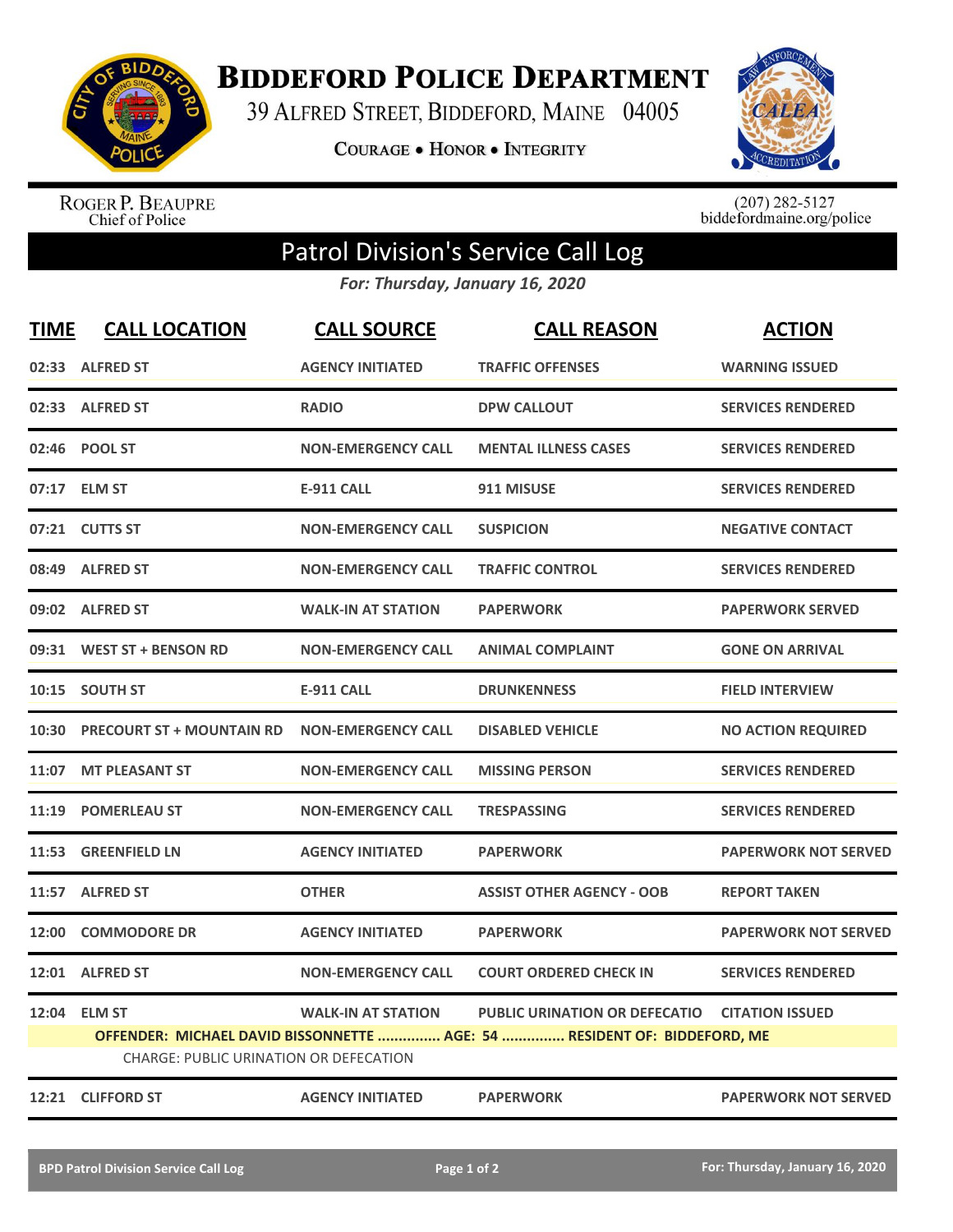# Biddeford Police Department

39 Alfred Street, Biddeford, Maine 04005

Courage • Honor • Integrity

Roger P. Beaupre
Chief of Police

(207) 282-5127
biddefordmaine.org/police

## Patrol Division's Service Call Log

*For: Thursday, January 16, 2020*

| TIME | CALL LOCATION | CALL SOURCE | CALL REASON | ACTION |
|---|---|---|---|---|
| 02:33 | ALFRED ST | AGENCY INITIATED | TRAFFIC OFFENSES | WARNING ISSUED |
| 02:33 | ALFRED ST | RADIO | DPW CALLOUT | SERVICES RENDERED |
| 02:46 | POOL ST | NON-EMERGENCY CALL | MENTAL ILLNESS CASES | SERVICES RENDERED |
| 07:17 | ELM ST | E-911 CALL | 911 MISUSE | SERVICES RENDERED |
| 07:21 | CUTTS ST | NON-EMERGENCY CALL | SUSPICION | NEGATIVE CONTACT |
| 08:49 | ALFRED ST | NON-EMERGENCY CALL | TRAFFIC CONTROL | SERVICES RENDERED |
| 09:02 | ALFRED ST | WALK-IN AT STATION | PAPERWORK | PAPERWORK SERVED |
| 09:31 | WEST ST + BENSON RD | NON-EMERGENCY CALL | ANIMAL COMPLAINT | GONE ON ARRIVAL |
| 10:15 | SOUTH ST | E-911 CALL | DRUNKENNESS | FIELD INTERVIEW |
| 10:30 | PRECOURT ST + MOUNTAIN RD | NON-EMERGENCY CALL | DISABLED VEHICLE | NO ACTION REQUIRED |
| 11:07 | MT PLEASANT ST | NON-EMERGENCY CALL | MISSING PERSON | SERVICES RENDERED |
| 11:19 | POMERLEAU ST | NON-EMERGENCY CALL | TRESPASSING | SERVICES RENDERED |
| 11:53 | GREENFIELD LN | AGENCY INITIATED | PAPERWORK | PAPERWORK NOT SERVED |
| 11:57 | ALFRED ST | OTHER | ASSIST OTHER AGENCY - OOB | REPORT TAKEN |
| 12:00 | COMMODORE DR | AGENCY INITIATED | PAPERWORK | PAPERWORK NOT SERVED |
| 12:01 | ALFRED ST | NON-EMERGENCY CALL | COURT ORDERED CHECK IN | SERVICES RENDERED |
| 12:04 | ELM ST | WALK-IN AT STATION | PUBLIC URINATION OR DEFECATIO | CITATION ISSUED |
| | OFFENDER: MICHAEL DAVID BISSONNETTE ............... AGE: 54 ............... RESIDENT OF: BIDDEFORD, ME | | | |
| | CHARGE: PUBLIC URINATION OR DEFECATION | | | |
| 12:21 | CLIFFORD ST | AGENCY INITIATED | PAPERWORK | PAPERWORK NOT SERVED |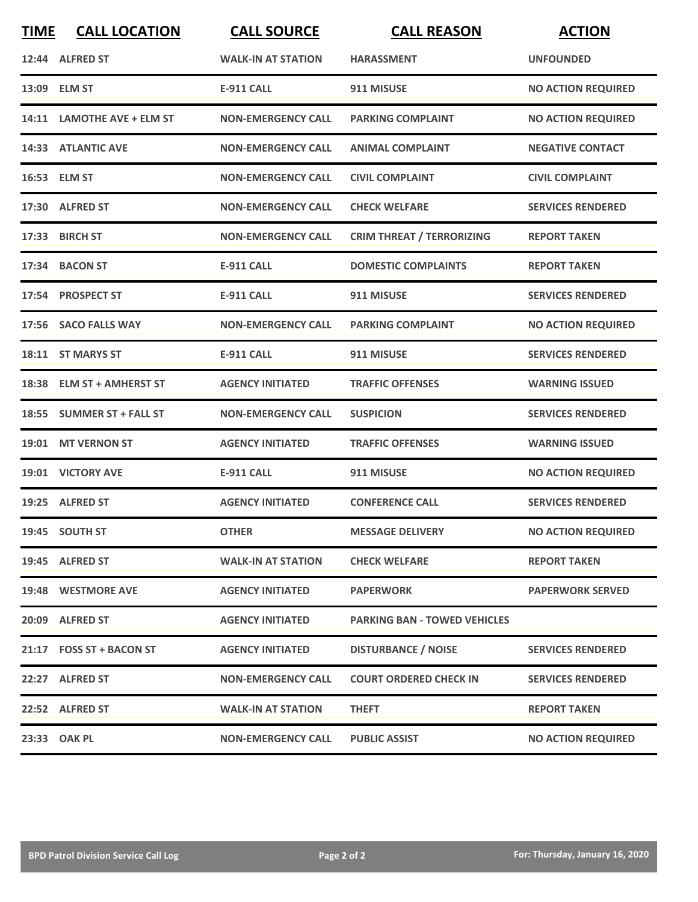| TIME | CALL LOCATION | CALL SOURCE | CALL REASON | ACTION |
| --- | --- | --- | --- | --- |
| 12:44 | ALFRED ST | WALK-IN AT STATION | HARASSMENT | UNFOUNDED |
| 13:09 | ELM ST | E-911 CALL | 911 MISUSE | NO ACTION REQUIRED |
| 14:11 | LAMOTHE AVE + ELM ST | NON-EMERGENCY CALL | PARKING COMPLAINT | NO ACTION REQUIRED |
| 14:33 | ATLANTIC AVE | NON-EMERGENCY CALL | ANIMAL COMPLAINT | NEGATIVE CONTACT |
| 16:53 | ELM ST | NON-EMERGENCY CALL | CIVIL COMPLAINT | CIVIL COMPLAINT |
| 17:30 | ALFRED ST | NON-EMERGENCY CALL | CHECK WELFARE | SERVICES RENDERED |
| 17:33 | BIRCH ST | NON-EMERGENCY CALL | CRIM THREAT / TERRORIZING | REPORT TAKEN |
| 17:34 | BACON ST | E-911 CALL | DOMESTIC COMPLAINTS | REPORT TAKEN |
| 17:54 | PROSPECT ST | E-911 CALL | 911 MISUSE | SERVICES RENDERED |
| 17:56 | SACO FALLS WAY | NON-EMERGENCY CALL | PARKING COMPLAINT | NO ACTION REQUIRED |
| 18:11 | ST MARYS ST | E-911 CALL | 911 MISUSE | SERVICES RENDERED |
| 18:38 | ELM ST + AMHERST ST | AGENCY INITIATED | TRAFFIC OFFENSES | WARNING ISSUED |
| 18:55 | SUMMER ST + FALL ST | NON-EMERGENCY CALL | SUSPICION | SERVICES RENDERED |
| 19:01 | MT VERNON ST | AGENCY INITIATED | TRAFFIC OFFENSES | WARNING ISSUED |
| 19:01 | VICTORY AVE | E-911 CALL | 911 MISUSE | NO ACTION REQUIRED |
| 19:25 | ALFRED ST | AGENCY INITIATED | CONFERENCE CALL | SERVICES RENDERED |
| 19:45 | SOUTH ST | OTHER | MESSAGE DELIVERY | NO ACTION REQUIRED |
| 19:45 | ALFRED ST | WALK-IN AT STATION | CHECK WELFARE | REPORT TAKEN |
| 19:48 | WESTMORE AVE | AGENCY INITIATED | PAPERWORK | PAPERWORK SERVED |
| 20:09 | ALFRED ST | AGENCY INITIATED | PARKING BAN - TOWED VEHICLES | |
| 21:17 | FOSS ST + BACON ST | AGENCY INITIATED | DISTURBANCE / NOISE | SERVICES RENDERED |
| 22:27 | ALFRED ST | NON-EMERGENCY CALL | COURT ORDERED CHECK IN | SERVICES RENDERED |
| 22:52 | ALFRED ST | WALK-IN AT STATION | THEFT | REPORT TAKEN |
| 23:33 | OAK PL | NON-EMERGENCY CALL | PUBLIC ASSIST | NO ACTION REQUIRED |